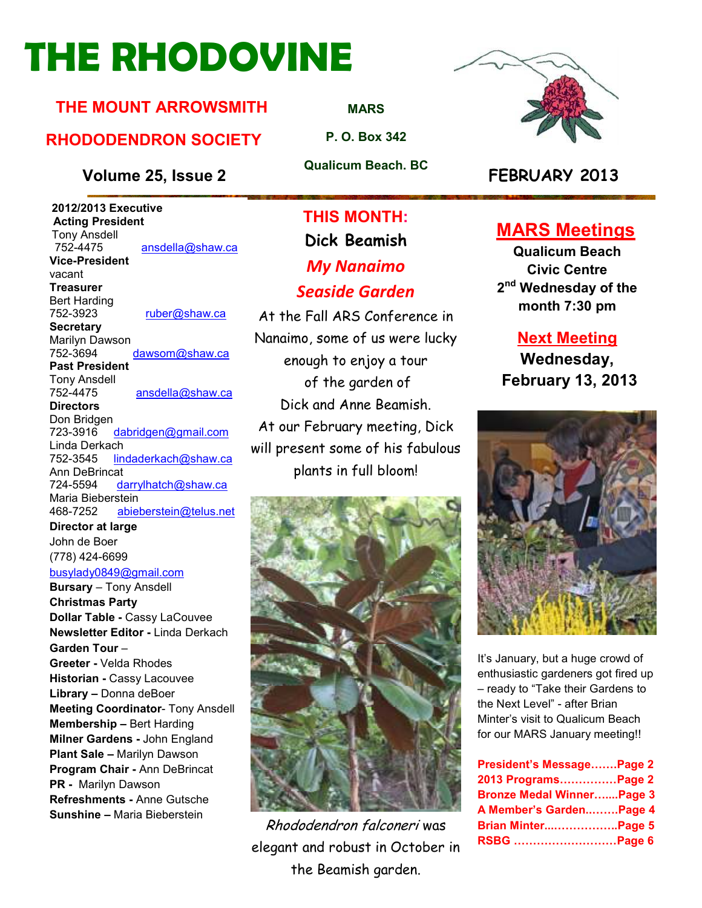# THE RHODOVINE

## THE MOUNT ARROWSMITH RHODODENDRON SOCIETY

**MARS**
**P. O. Box 342**
**Qualicum Beach. BC**

**Volume 25, Issue 2**

**FEBRUARY 2013**

**2012/2013 Executive**

**Acting President**
Tony Ansdell
752-4475 ansdella@shaw.ca

**Vice-President**
vacant

**Treasurer**
Bert Harding
752-3923 ruber@shaw.ca

**Secretary**
Marilyn Dawson
752-3694 dawsom@shaw.ca

**Past President**
Tony Ansdell
752-4475 ansdella@shaw.ca

**Directors**
Don Bridgen
723-3916 dabridgen@gmail.com
Linda Derkach
752-3545 lindaderkach@shaw.ca
Ann DeBrincat
724-5594 darrylhatch@shaw.ca
Maria Bieberstein
468-7252 abieberstein@telus.net

**Director at large**
John de Boer
(778) 424-6699
busylady0849@gmail.com

**Bursary** – Tony Ansdell
**Christmas Party**
**Dollar Table -** Cassy LaCouvee
**Newsletter Editor -** Linda Derkach
**Garden Tour** –
**Greeter -** Velda Rhodes
**Historian -** Cassy Lacouvee
**Library –** Donna deBoer
**Meeting Coordinator**- Tony Ansdell
**Membership –** Bert Harding
**Milner Gardens -** John England
**Plant Sale –** Marilyn Dawson
**Program Chair -** Ann DeBrincat
**PR -** Marilyn Dawson
**Refreshments -** Anne Gutsche
**Sunshine –** Maria Bieberstein

## THIS MONTH:

**Dick Beamish**

***My Nanaimo Seaside Garden***

At the Fall ARS Conference in Nanaimo, some of us were lucky enough to enjoy a tour of the garden of Dick and Anne Beamish. At our February meeting, Dick will present some of his fabulous plants in full bloom!

*Rhododendron falconeri* was elegant and robust in October in the Beamish garden.

## MARS Meetings

**Qualicum Beach Civic Centre**
**2nd Wednesday of the month 7:30 pm**

## Next Meeting

**Wednesday, February 13, 2013**

It's January, but a huge crowd of enthusiastic gardeners got fired up – ready to "Take their Gardens to the Next Level" - after Brian Minter's visit to Qualicum Beach for our MARS January meeting!!

**President's Message.......Page 2**
**2013 Programs...............Page 2**
**Bronze Medal Winner.......Page 3**
**A Member's Garden.........Page 4**
**Brian Minter...................Page 5**
**RSBG ...........................Page 6**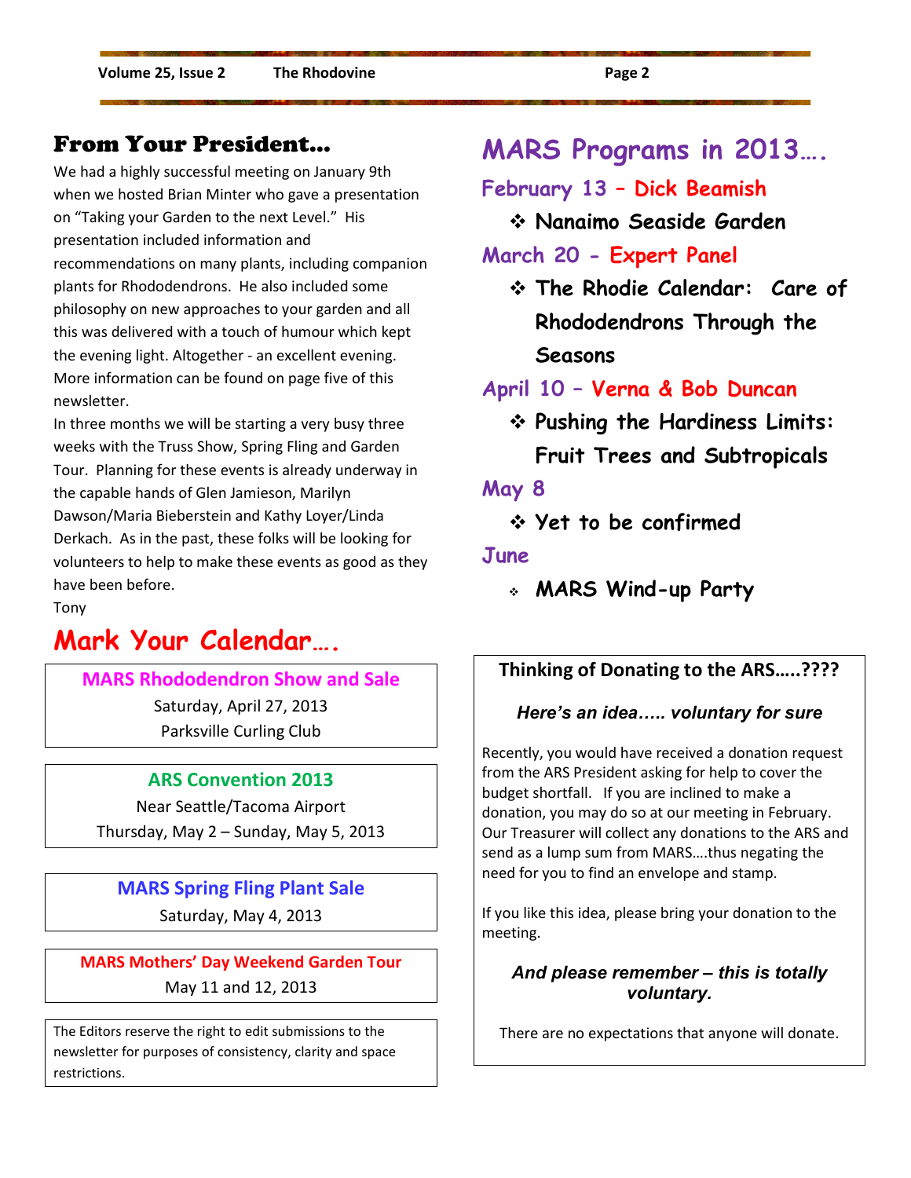## From Your President…

We had a highly successful meeting on January 9th when we hosted Brian Minter who gave a presentation on "Taking your Garden to the next Level." His presentation included information and recommendations on many plants, including companion plants for Rhododendrons. He also included some philosophy on new approaches to your garden and all this was delivered with a touch of humour which kept the evening light. Altogether - an excellent evening. More information can be found on page five of this newsletter.

In three months we will be starting a very busy three weeks with the Truss Show, Spring Fling and Garden Tour. Planning for these events is already underway in the capable hands of Glen Jamieson, Marilyn Dawson/Maria Bieberstein and Kathy Loyer/Linda Derkach. As in the past, these folks will be looking for volunteers to help to make these events as good as they have been before.

Tony

## Mark Your Calendar….

**MARS Rhododendron Show and Sale**
Saturday, April 27, 2013
Parksville Curling Club

**ARS Convention 2013**
Near Seattle/Tacoma Airport
Thursday, May 2 – Sunday, May 5, 2013

**MARS Spring Fling Plant Sale**
Saturday, May 4, 2013

**MARS Mothers' Day Weekend Garden Tour**
May 11 and 12, 2013

The Editors reserve the right to edit submissions to the newsletter for purposes of consistency, clarity and space restrictions.

## MARS Programs in 2013….

### February 13 – Dick Beamish

- **Nanaimo Seaside Garden**

### March 20 - Expert Panel

- **The Rhodie Calendar: Care of Rhododendrons Through the Seasons**

### April 10 – Verna & Bob Duncan

- **Pushing the Hardiness Limits: Fruit Trees and Subtropicals**

### May 8

- **Yet to be confirmed**

### June

- **MARS Wind-up Party**

### Thinking of Donating to the ARS…..????

***Here's an idea….. voluntary for sure***

Recently, you would have received a donation request from the ARS President asking for help to cover the budget shortfall. If you are inclined to make a donation, you may do so at our meeting in February. Our Treasurer will collect any donations to the ARS and send as a lump sum from MARS….thus negating the need for you to find an envelope and stamp.

If you like this idea, please bring your donation to the meeting.

***And please remember – this is totally voluntary.***

There are no expectations that anyone will donate.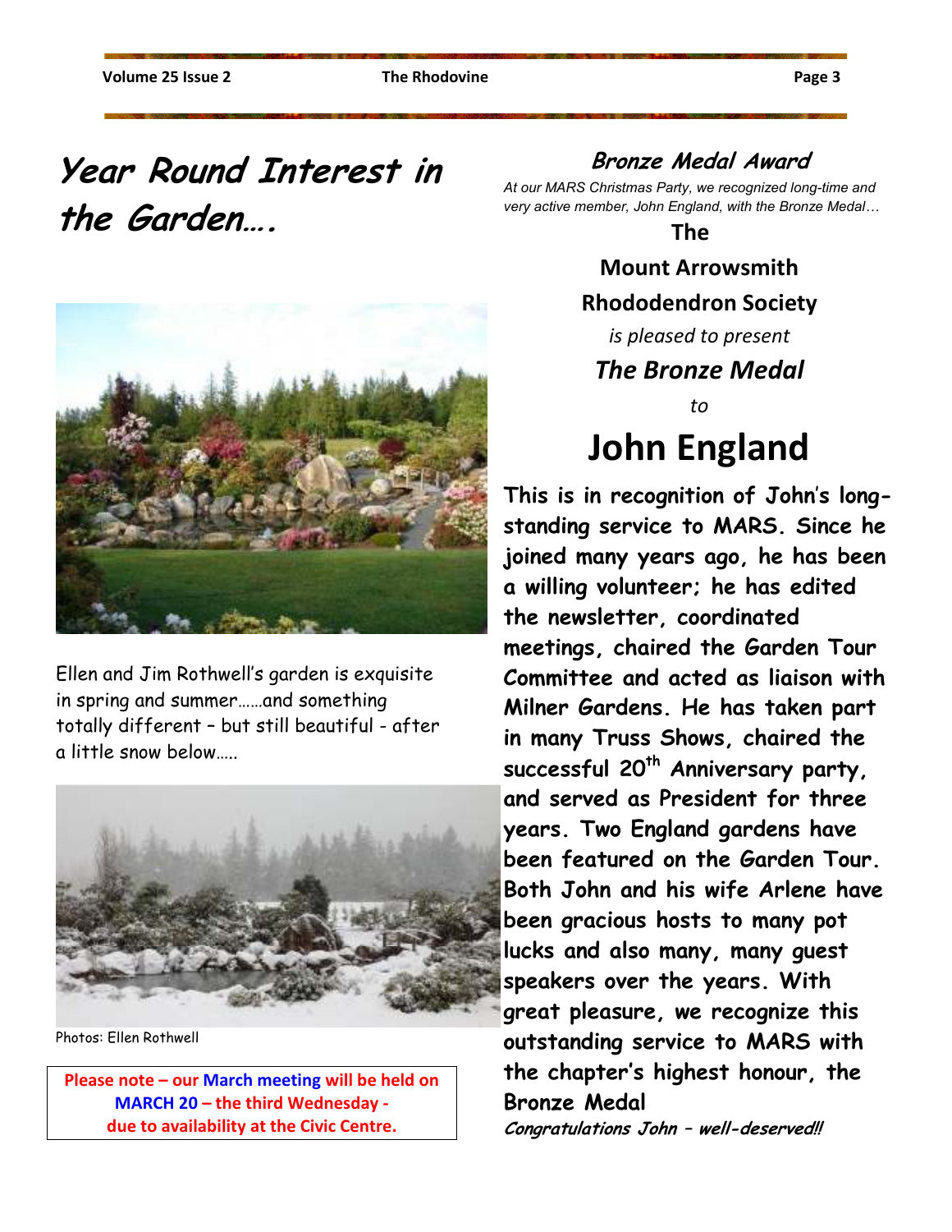# Year Round Interest in the Garden….

Ellen and Jim Rothwell's garden is exquisite in spring and summer……and something totally different – but still beautiful - after a little snow below…..

Photos: Ellen Rothwell

**Please note – our March meeting will be held on MARCH 20 – the third Wednesday - due to availability at the Civic Centre.**

## Bronze Medal Award

*At our MARS Christmas Party, we recognized long-time and very active member, John England, with the Bronze Medal…*

**The**

**Mount Arrowsmith**

**Rhododendron Society**

*is pleased to present*

***The Bronze Medal***

*to*

# John England

**This is in recognition of John's long-standing service to MARS. Since he joined many years ago, he has been a willing volunteer; he has edited the newsletter, coordinated meetings, chaired the Garden Tour Committee and acted as liaison with Milner Gardens. He has taken part in many Truss Shows, chaired the successful 20th Anniversary party, and served as President for three years. Two England gardens have been featured on the Garden Tour. Both John and his wife Arlene have been gracious hosts to many pot lucks and also many, many guest speakers over the years. With great pleasure, we recognize this outstanding service to MARS with the chapter's highest honour, the Bronze Medal**

***Congratulations John – well-deserved!!***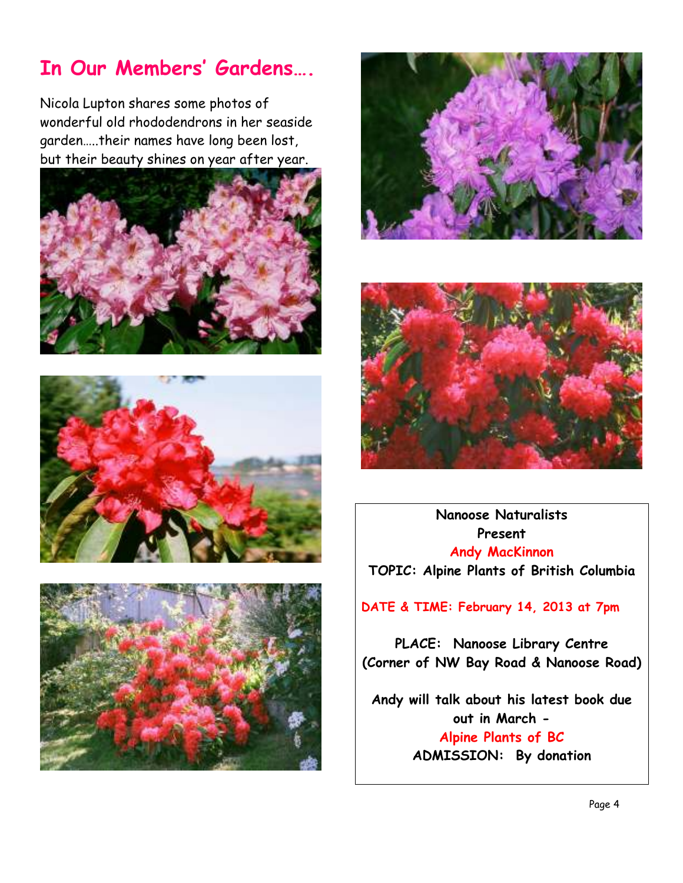## In Our Members' Gardens….

Nicola Lupton shares some photos of wonderful old rhododendrons in her seaside garden…..their names have long been lost, but their beauty shines on year after year.

**Nanoose Naturalists**
**Present**
**Andy MacKinnon**
**TOPIC: Alpine Plants of British Columbia**

**DATE & TIME: February 14, 2013 at 7pm**

**PLACE: Nanoose Library Centre (Corner of NW Bay Road & Nanoose Road)**

**Andy will talk about his latest book due out in March -**
**Alpine Plants of BC**
**ADMISSION: By donation**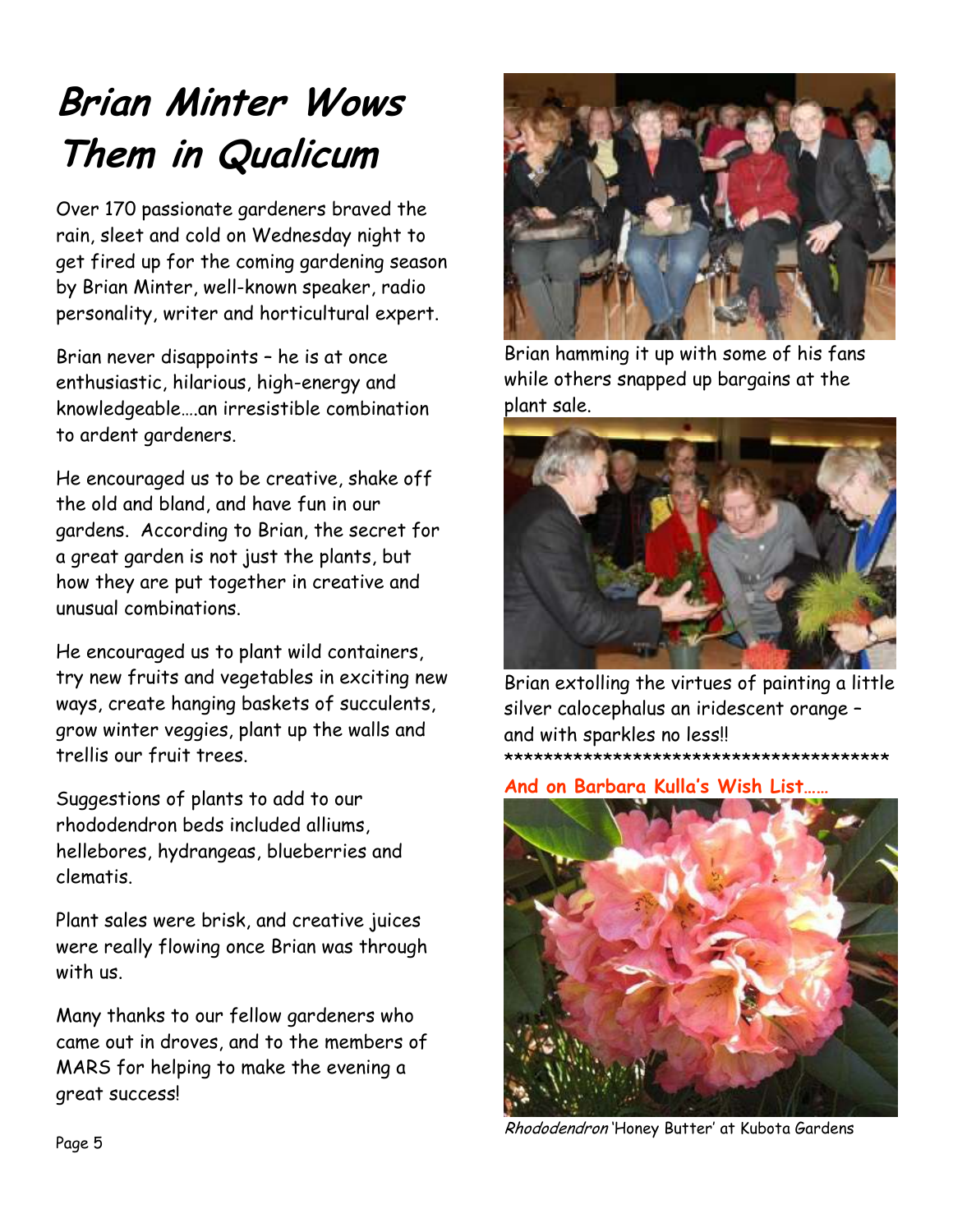# Brian Minter Wows Them in Qualicum

Over 170 passionate gardeners braved the rain, sleet and cold on Wednesday night to get fired up for the coming gardening season by Brian Minter, well-known speaker, radio personality, writer and horticultural expert.

Brian never disappoints – he is at once enthusiastic, hilarious, high-energy and knowledgeable….an irresistible combination to ardent gardeners.

He encouraged us to be creative, shake off the old and bland, and have fun in our gardens. According to Brian, the secret for a great garden is not just the plants, but how they are put together in creative and unusual combinations.

He encouraged us to plant wild containers, try new fruits and vegetables in exciting new ways, create hanging baskets of succulents, grow winter veggies, plant up the walls and trellis our fruit trees.

Suggestions of plants to add to our rhododendron beds included alliums, hellebores, hydrangeas, blueberries and clematis.

Plant sales were brisk, and creative juices were really flowing once Brian was through with us.

Many thanks to our fellow gardeners who came out in droves, and to the members of MARS for helping to make the evening a great success!

Brian hamming it up with some of his fans while others snapped up bargains at the plant sale.

Brian extolling the virtues of painting a little silver calocephalus an iridescent orange – and with sparkles no less!!

****************************************

**And on Barbara Kulla's Wish List……**

*Rhododendron* 'Honey Butter' at Kubota Gardens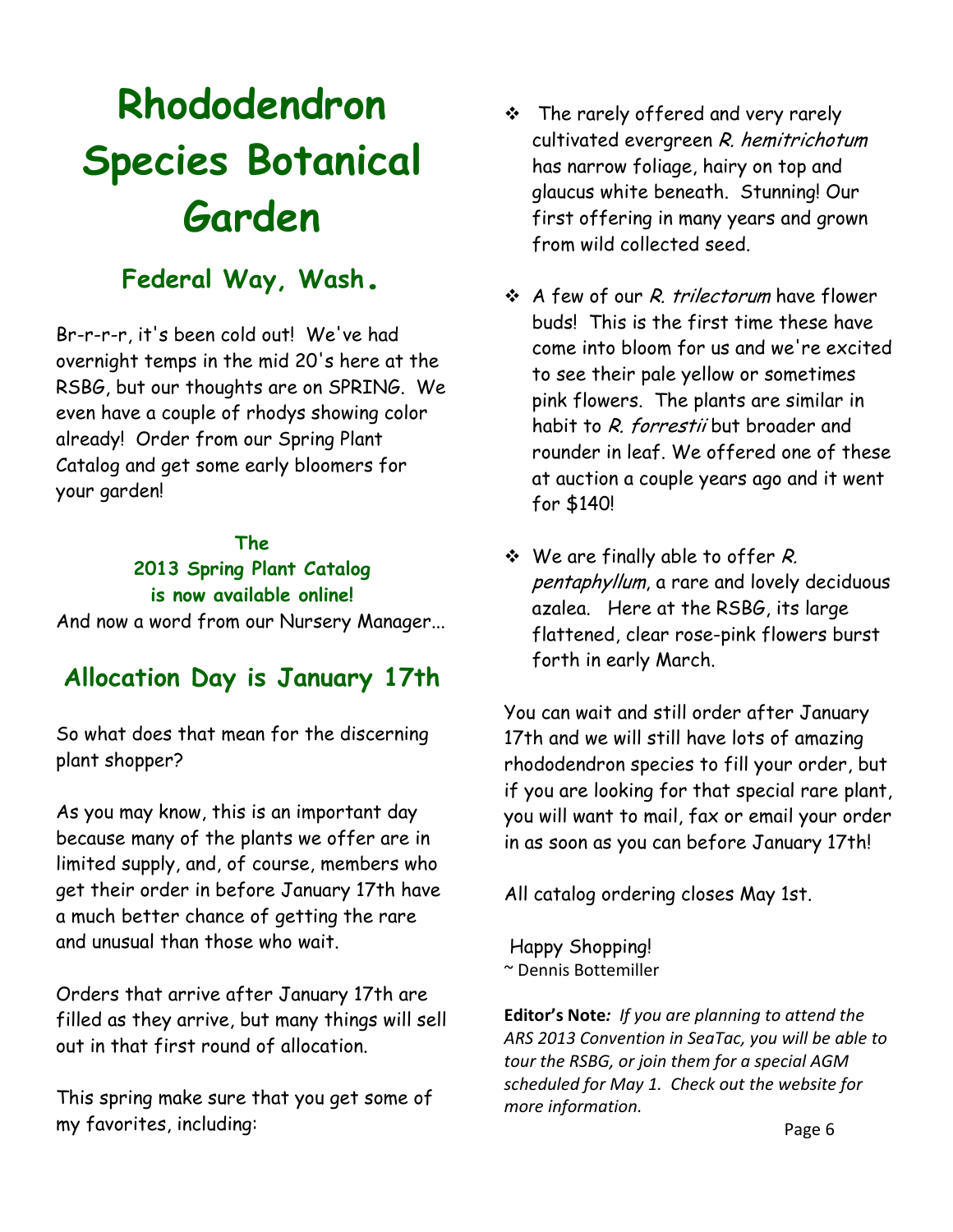# Rhododendron Species Botanical Garden

## Federal Way, Wash.

Br-r-r-r, it's been cold out! We've had overnight temps in the mid 20's here at the RSBG, but our thoughts are on SPRING. We even have a couple of rhodys showing color already! Order from our Spring Plant Catalog and get some early bloomers for your garden!

**The 2013 Spring Plant Catalog is now available online!**

And now a word from our Nursery Manager...

## Allocation Day is January 17th

So what does that mean for the discerning plant shopper?

As you may know, this is an important day because many of the plants we offer are in limited supply, and, of course, members who get their order in before January 17th have a much better chance of getting the rare and unusual than those who wait.

Orders that arrive after January 17th are filled as they arrive, but many things will sell out in that first round of allocation.

This spring make sure that you get some of my favorites, including:

- The rarely offered and very rarely cultivated evergreen *R. hemitrichotum* has narrow foliage, hairy on top and glaucus white beneath. Stunning! Our first offering in many years and grown from wild collected seed.
- A few of our *R. trilectorum* have flower buds! This is the first time these have come into bloom for us and we're excited to see their pale yellow or sometimes pink flowers. The plants are similar in habit to *R. forrestii* but broader and rounder in leaf. We offered one of these at auction a couple years ago and it went for $140!
- We are finally able to offer *R. pentaphyllum*, a rare and lovely deciduous azalea. Here at the RSBG, its large flattened, clear rose-pink flowers burst forth in early March.

You can wait and still order after January 17th and we will still have lots of amazing rhododendron species to fill your order, but if you are looking for that special rare plant, you will want to mail, fax or email your order in as soon as you can before January 17th!

All catalog ordering closes May 1st.

Happy Shopping!
~ Dennis Bottemiller

**Editor's Note***: If you are planning to attend the ARS 2013 Convention in SeaTac, you will be able to tour the RSBG, or join them for a special AGM scheduled for May 1. Check out the website for more information.*